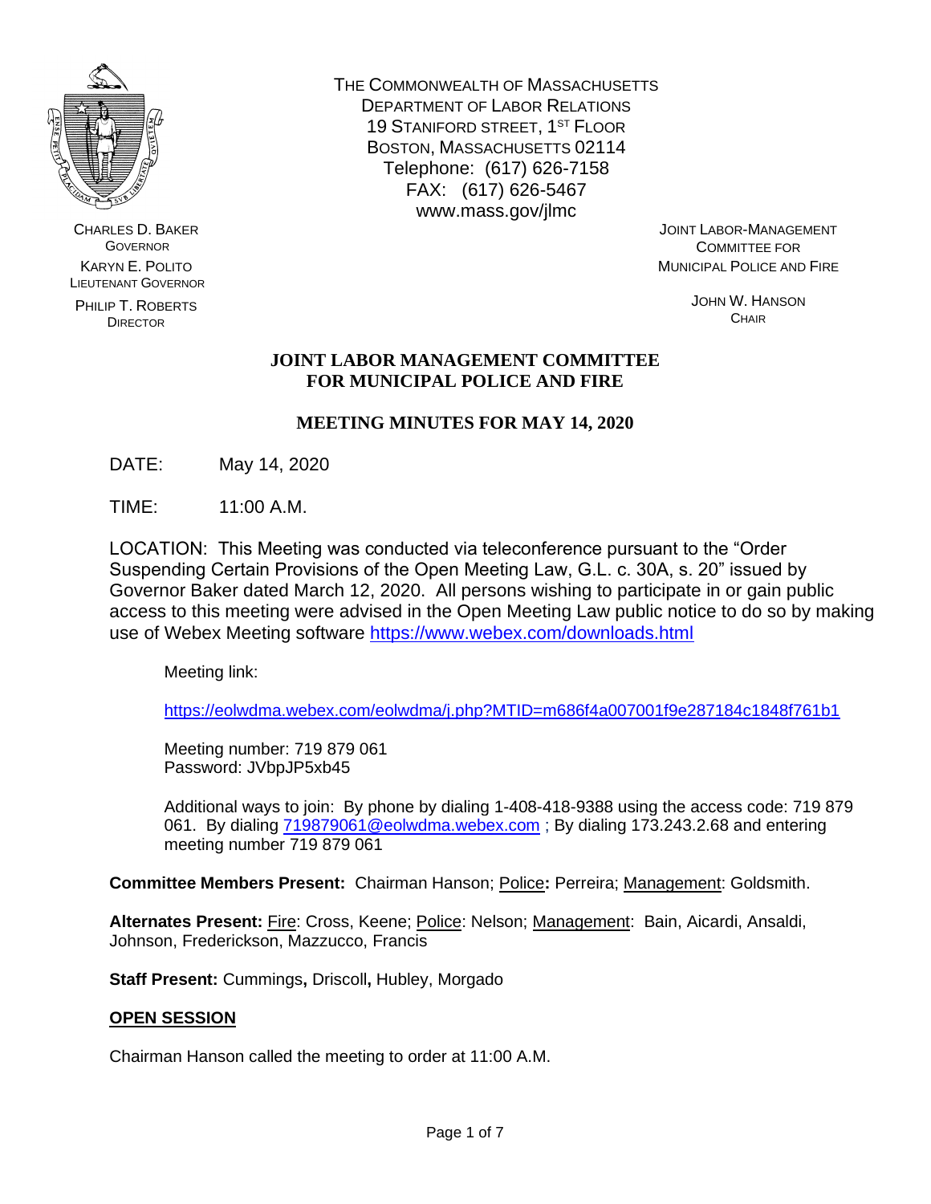THE COMMONWEALTH OF MASSACHUSETTS
DEPARTMENT OF LABOR RELATIONS
19 STANIFORD STREET, 1ST FLOOR
BOSTON, MASSACHUSETTS 02114
Telephone: (617) 626-7158
FAX: (617) 626-5467
www.mass.gov/jlmc

CHARLES D. BAKER
GOVERNOR

KARYN E. POLITO
LIEUTENANT GOVERNOR

PHILIP T. ROBERTS
DIRECTOR

JOINT LABOR-MANAGEMENT
COMMITTEE FOR
MUNICIPAL POLICE AND FIRE

JOHN W. HANSON
CHAIR

# JOINT LABOR MANAGEMENT COMMITTEE FOR MUNICIPAL POLICE AND FIRE

## MEETING MINUTES FOR MAY 14, 2020

DATE: May 14, 2020

TIME: 11:00 A.M.

LOCATION: This Meeting was conducted via teleconference pursuant to the "Order Suspending Certain Provisions of the Open Meeting Law, G.L. c. 30A, s. 20" issued by Governor Baker dated March 12, 2020. All persons wishing to participate in or gain public access to this meeting were advised in the Open Meeting Law public notice to do so by making use of Webex Meeting software https://www.webex.com/downloads.html

Meeting link:

https://eolwdma.webex.com/eolwdma/j.php?MTID=m686f4a007001f9e287184c1848f761b1

Meeting number: 719 879 061
Password: JVbpJP5xb45

Additional ways to join: By phone by dialing 1-408-418-9388 using the access code: 719 879 061. By dialing 719879061@eolwdma.webex.com ; By dialing 173.243.2.68 and entering meeting number 719 879 061

**Committee Members Present:** Chairman Hanson; Police: Perreira; Management: Goldsmith.

**Alternates Present:** Fire: Cross, Keene; Police: Nelson; Management: Bain, Aicardi, Ansaldi, Johnson, Frederickson, Mazzucco, Francis

**Staff Present:** Cummings, Driscoll, Hubley, Morgado

**OPEN SESSION**

Chairman Hanson called the meeting to order at 11:00 A.M.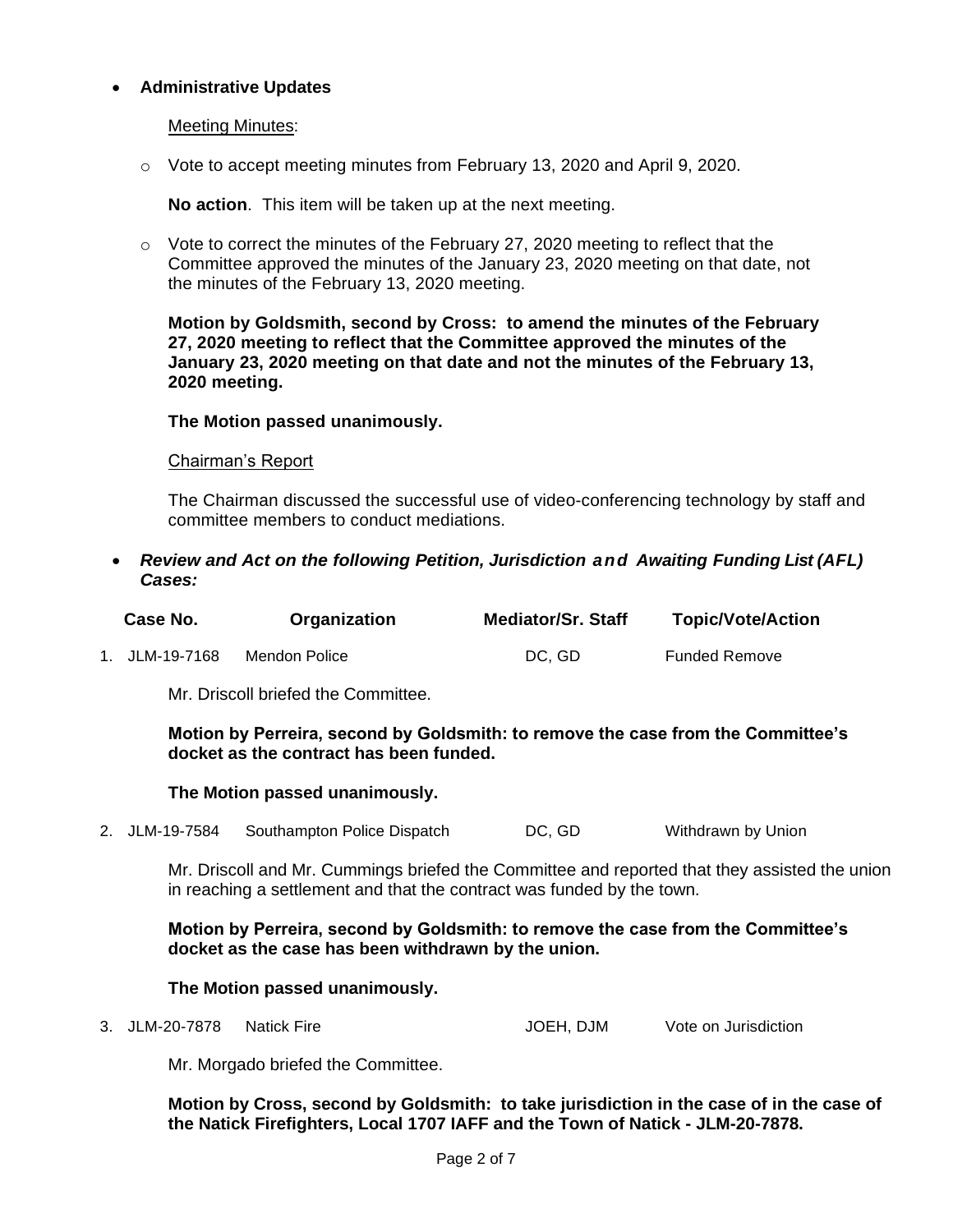- **Administrative Updates**

  Meeting Minutes:

  - Vote to accept meeting minutes from February 13, 2020 and April 9, 2020.

    **No action**. This item will be taken up at the next meeting.

  - Vote to correct the minutes of the February 27, 2020 meeting to reflect that the Committee approved the minutes of the January 23, 2020 meeting on that date, not the minutes of the February 13, 2020 meeting.

    **Motion by Goldsmith, second by Cross: to amend the minutes of the February 27, 2020 meeting to reflect that the Committee approved the minutes of the January 23, 2020 meeting on that date and not the minutes of the February 13, 2020 meeting.**

    **The Motion passed unanimously.**

  Chairman's Report

  The Chairman discussed the successful use of video-conferencing technology by staff and committee members to conduct mediations.

- ***Review and Act on the following Petition, Jurisdiction and Awaiting Funding List (AFL) Cases:***

| Case No. | Organization | Mediator/Sr. Staff | Topic/Vote/Action |
|---|---|---|---|
| 1. JLM-19-7168 | Mendon Police | DC, GD | Funded Remove |

Mr. Driscoll briefed the Committee.

**Motion by Perreira, second by Goldsmith: to remove the case from the Committee's docket as the contract has been funded.**

**The Motion passed unanimously.**

| Case No. | Organization | Mediator/Sr. Staff | Topic/Vote/Action |
|---|---|---|---|
| 2. JLM-19-7584 | Southampton Police Dispatch | DC, GD | Withdrawn by Union |

Mr. Driscoll and Mr. Cummings briefed the Committee and reported that they assisted the union in reaching a settlement and that the contract was funded by the town.

**Motion by Perreira, second by Goldsmith: to remove the case from the Committee's docket as the case has been withdrawn by the union.**

**The Motion passed unanimously.**

| Case No. | Organization | Mediator/Sr. Staff | Topic/Vote/Action |
|---|---|---|---|
| 3. JLM-20-7878 | Natick Fire | JOEH, DJM | Vote on Jurisdiction |

Mr. Morgado briefed the Committee.

**Motion by Cross, second by Goldsmith: to take jurisdiction in the case of in the case of the Natick Firefighters, Local 1707 IAFF and the Town of Natick - JLM-20-7878.**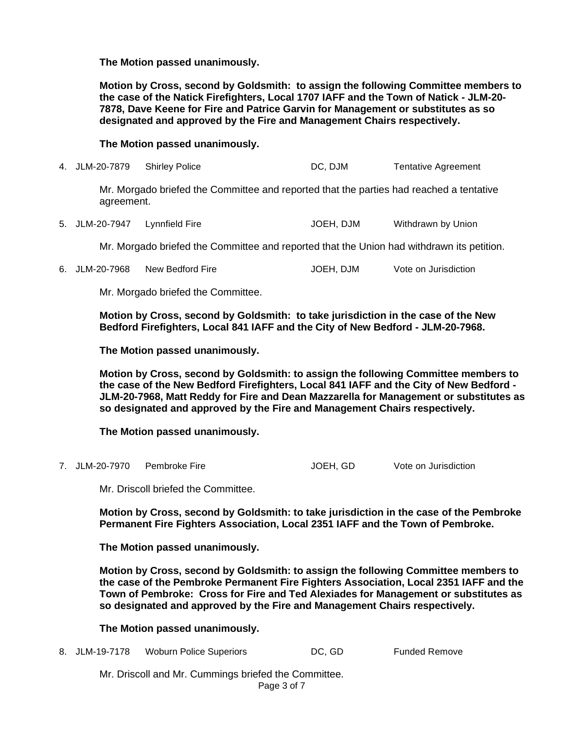**The Motion passed unanimously.**

**Motion by Cross, second by Goldsmith: to assign the following Committee members to the case of the Natick Firefighters, Local 1707 IAFF and the Town of Natick - JLM-20-7878, Dave Keene for Fire and Patrice Garvin for Management or substitutes as so designated and approved by the Fire and Management Chairs respectively.**

**The Motion passed unanimously.**

4. JLM-20-7879 Shirley Police DC, DJM Tentative Agreement

Mr. Morgado briefed the Committee and reported that the parties had reached a tentative agreement.

5. JLM-20-7947 Lynnfield Fire JOEH, DJM Withdrawn by Union

Mr. Morgado briefed the Committee and reported that the Union had withdrawn its petition.

6. JLM-20-7968 New Bedford Fire JOEH, DJM Vote on Jurisdiction

Mr. Morgado briefed the Committee.

**Motion by Cross, second by Goldsmith: to take jurisdiction in the case of the New Bedford Firefighters, Local 841 IAFF and the City of New Bedford - JLM-20-7968.**

**The Motion passed unanimously.**

**Motion by Cross, second by Goldsmith: to assign the following Committee members to the case of the New Bedford Firefighters, Local 841 IAFF and the City of New Bedford - JLM-20-7968, Matt Reddy for Fire and Dean Mazzarella for Management or substitutes as so designated and approved by the Fire and Management Chairs respectively.**

**The Motion passed unanimously.**

7. JLM-20-7970 Pembroke Fire JOEH, GD Vote on Jurisdiction

Mr. Driscoll briefed the Committee.

**Motion by Cross, second by Goldsmith: to take jurisdiction in the case of the Pembroke Permanent Fire Fighters Association, Local 2351 IAFF and the Town of Pembroke.**

**The Motion passed unanimously.**

**Motion by Cross, second by Goldsmith: to assign the following Committee members to the case of the Pembroke Permanent Fire Fighters Association, Local 2351 IAFF and the Town of Pembroke: Cross for Fire and Ted Alexiades for Management or substitutes as so designated and approved by the Fire and Management Chairs respectively.**

**The Motion passed unanimously.**

8. JLM-19-7178 Woburn Police Superiors DC, GD Funded Remove

Mr. Driscoll and Mr. Cummings briefed the Committee.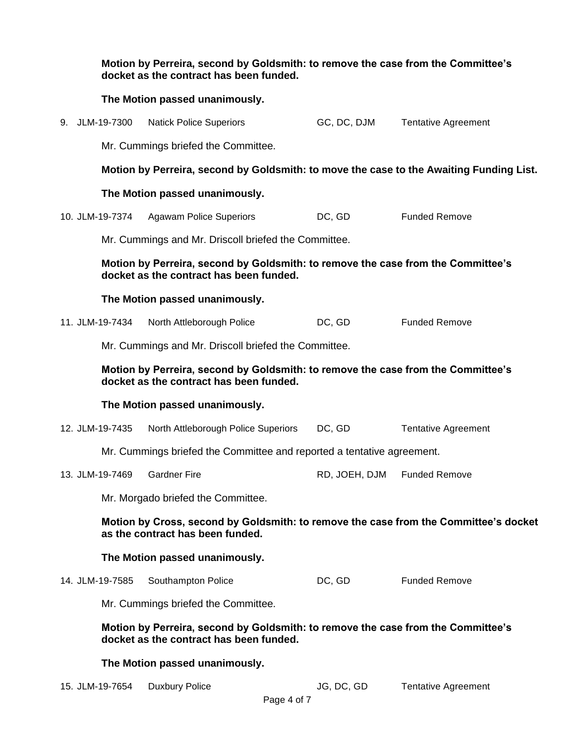**Motion by Perreira, second by Goldsmith: to remove the case from the Committee's docket as the contract has been funded.**

**The Motion passed unanimously.**

9. JLM-19-7300 Natick Police Superiors GC, DC, DJM Tentative Agreement

Mr. Cummings briefed the Committee.

**Motion by Perreira, second by Goldsmith: to move the case to the Awaiting Funding List.**

**The Motion passed unanimously.**

10. JLM-19-7374 Agawam Police Superiors DC, GD Funded Remove

Mr. Cummings and Mr. Driscoll briefed the Committee.

**Motion by Perreira, second by Goldsmith: to remove the case from the Committee's docket as the contract has been funded.**

**The Motion passed unanimously.**

11. JLM-19-7434 North Attleborough Police DC, GD Funded Remove

Mr. Cummings and Mr. Driscoll briefed the Committee.

**Motion by Perreira, second by Goldsmith: to remove the case from the Committee's docket as the contract has been funded.**

**The Motion passed unanimously.**

12. JLM-19-7435 North Attleborough Police Superiors DC, GD Tentative Agreement

Mr. Cummings briefed the Committee and reported a tentative agreement.

13. JLM-19-7469 Gardner Fire RD, JOEH, DJM Funded Remove

Mr. Morgado briefed the Committee.

**Motion by Cross, second by Goldsmith: to remove the case from the Committee's docket as the contract has been funded.**

**The Motion passed unanimously.**

14. JLM-19-7585 Southampton Police DC, GD Funded Remove

Mr. Cummings briefed the Committee.

**Motion by Perreira, second by Goldsmith: to remove the case from the Committee's docket as the contract has been funded.**

**The Motion passed unanimously.**

15. JLM-19-7654 Duxbury Police JG, DC, GD Tentative Agreement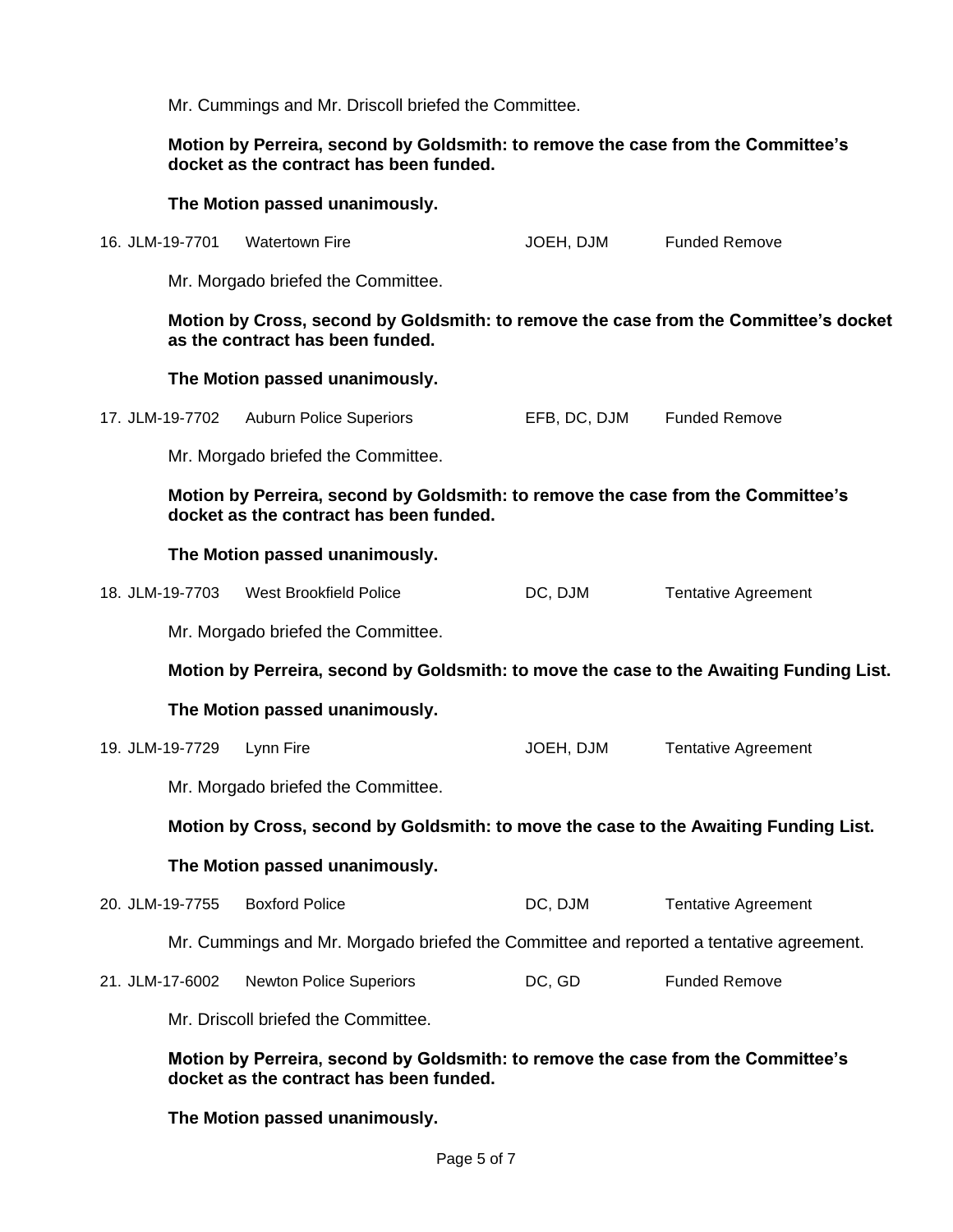Mr. Cummings and Mr. Driscoll briefed the Committee.

**Motion by Perreira, second by Goldsmith: to remove the case from the Committee's docket as the contract has been funded.**

**The Motion passed unanimously.**

16. JLM-19-7701 Watertown Fire JOEH, DJM Funded Remove

Mr. Morgado briefed the Committee.

**Motion by Cross, second by Goldsmith: to remove the case from the Committee's docket as the contract has been funded.**

**The Motion passed unanimously.**

17. JLM-19-7702 Auburn Police Superiors EFB, DC, DJM Funded Remove

Mr. Morgado briefed the Committee.

**Motion by Perreira, second by Goldsmith: to remove the case from the Committee's docket as the contract has been funded.**

**The Motion passed unanimously.**

18. JLM-19-7703 West Brookfield Police DC, DJM Tentative Agreement

Mr. Morgado briefed the Committee.

**Motion by Perreira, second by Goldsmith: to move the case to the Awaiting Funding List.**

**The Motion passed unanimously.**

19. JLM-19-7729 Lynn Fire JOEH, DJM Tentative Agreement

Mr. Morgado briefed the Committee.

**Motion by Cross, second by Goldsmith: to move the case to the Awaiting Funding List.**

**The Motion passed unanimously.**

20. JLM-19-7755 Boxford Police DC, DJM Tentative Agreement

Mr. Cummings and Mr. Morgado briefed the Committee and reported a tentative agreement.

21. JLM-17-6002 Newton Police Superiors DC, GD Funded Remove

Mr. Driscoll briefed the Committee.

**Motion by Perreira, second by Goldsmith: to remove the case from the Committee's docket as the contract has been funded.**

**The Motion passed unanimously.**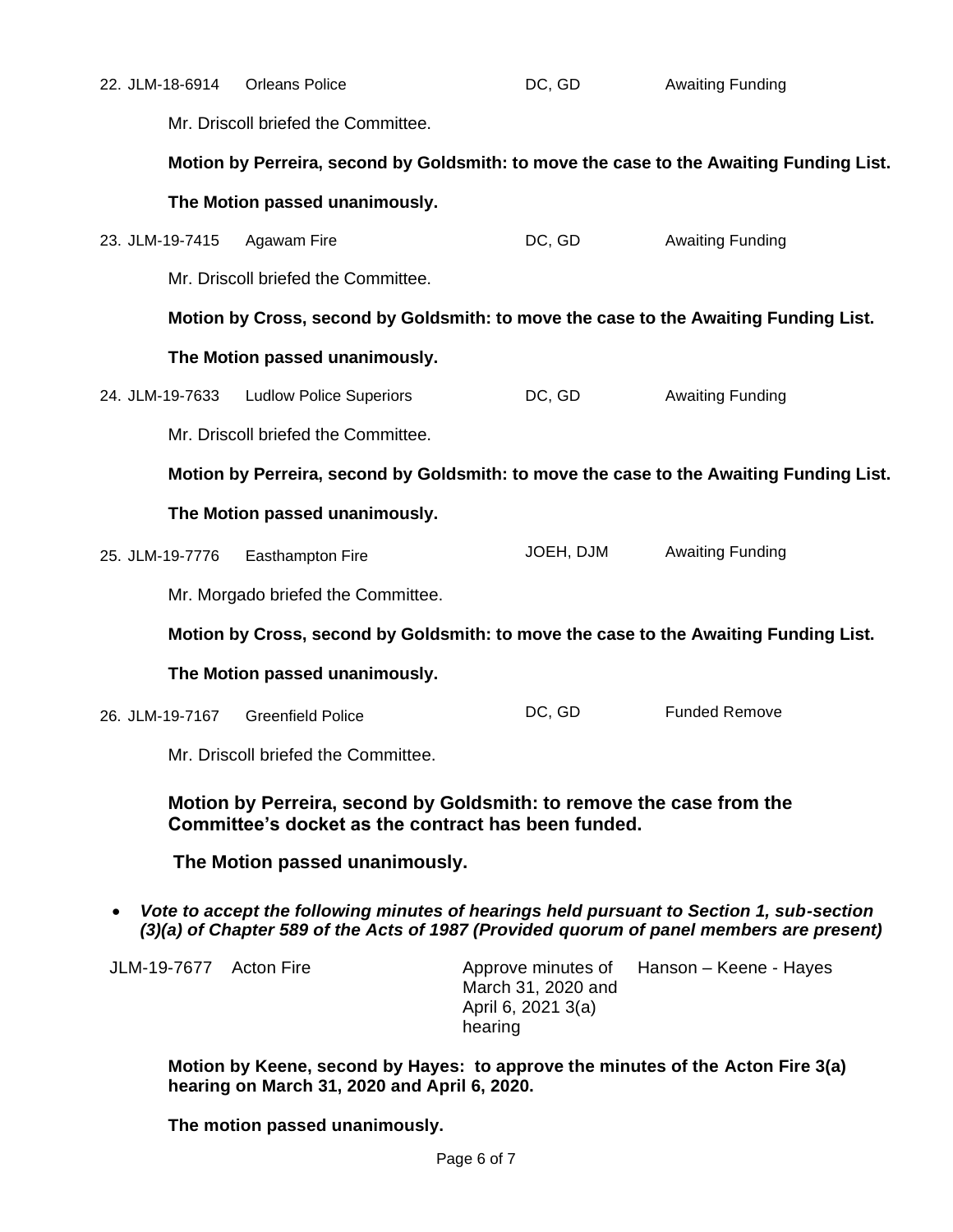22. JLM-18-6914 Orleans Police DC, GD Awaiting Funding

Mr. Driscoll briefed the Committee.

**Motion by Perreira, second by Goldsmith: to move the case to the Awaiting Funding List.**

**The Motion passed unanimously.**

23. JLM-19-7415 Agawam Fire DC, GD Awaiting Funding

Mr. Driscoll briefed the Committee.

**Motion by Cross, second by Goldsmith: to move the case to the Awaiting Funding List.**

**The Motion passed unanimously.**

24. JLM-19-7633 Ludlow Police Superiors DC, GD Awaiting Funding

Mr. Driscoll briefed the Committee.

**Motion by Perreira, second by Goldsmith: to move the case to the Awaiting Funding List.**

**The Motion passed unanimously.**

25. JLM-19-7776 Easthampton Fire JOEH, DJM Awaiting Funding

Mr. Morgado briefed the Committee.

**Motion by Cross, second by Goldsmith: to move the case to the Awaiting Funding List.**

**The Motion passed unanimously.**

26. JLM-19-7167 Greenfield Police DC, GD Funded Remove

Mr. Driscoll briefed the Committee.

**Motion by Perreira, second by Goldsmith: to remove the case from the Committee's docket as the contract has been funded.**

**The Motion passed unanimously.**

- ***Vote to accept the following minutes of hearings held pursuant to Section 1, sub-section (3)(a) of Chapter 589 of the Acts of 1987 (Provided quorum of panel members are present)***

| | | | |
|---|---|---|---|
| JLM-19-7677 | Acton Fire | Approve minutes of March 31, 2020 and April 6, 2021 3(a) hearing | Hanson – Keene - Hayes |

**Motion by Keene, second by Hayes: to approve the minutes of the Acton Fire 3(a) hearing on March 31, 2020 and April 6, 2020.**

**The motion passed unanimously.**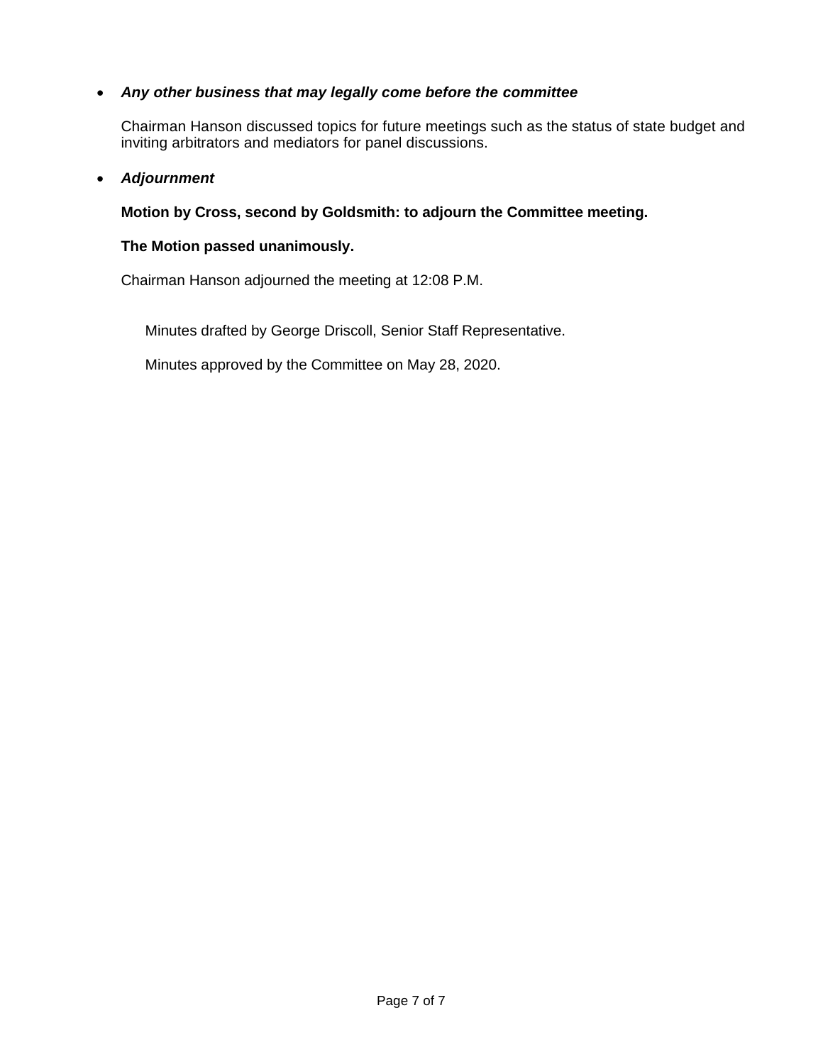- ***Any other business that may legally come before the committee***

  Chairman Hanson discussed topics for future meetings such as the status of state budget and inviting arbitrators and mediators for panel discussions.

- ***Adjournment***

  **Motion by Cross, second by Goldsmith: to adjourn the Committee meeting.**

  **The Motion passed unanimously.**

  Chairman Hanson adjourned the meeting at 12:08 P.M.

Minutes drafted by George Driscoll, Senior Staff Representative.

Minutes approved by the Committee on May 28, 2020.